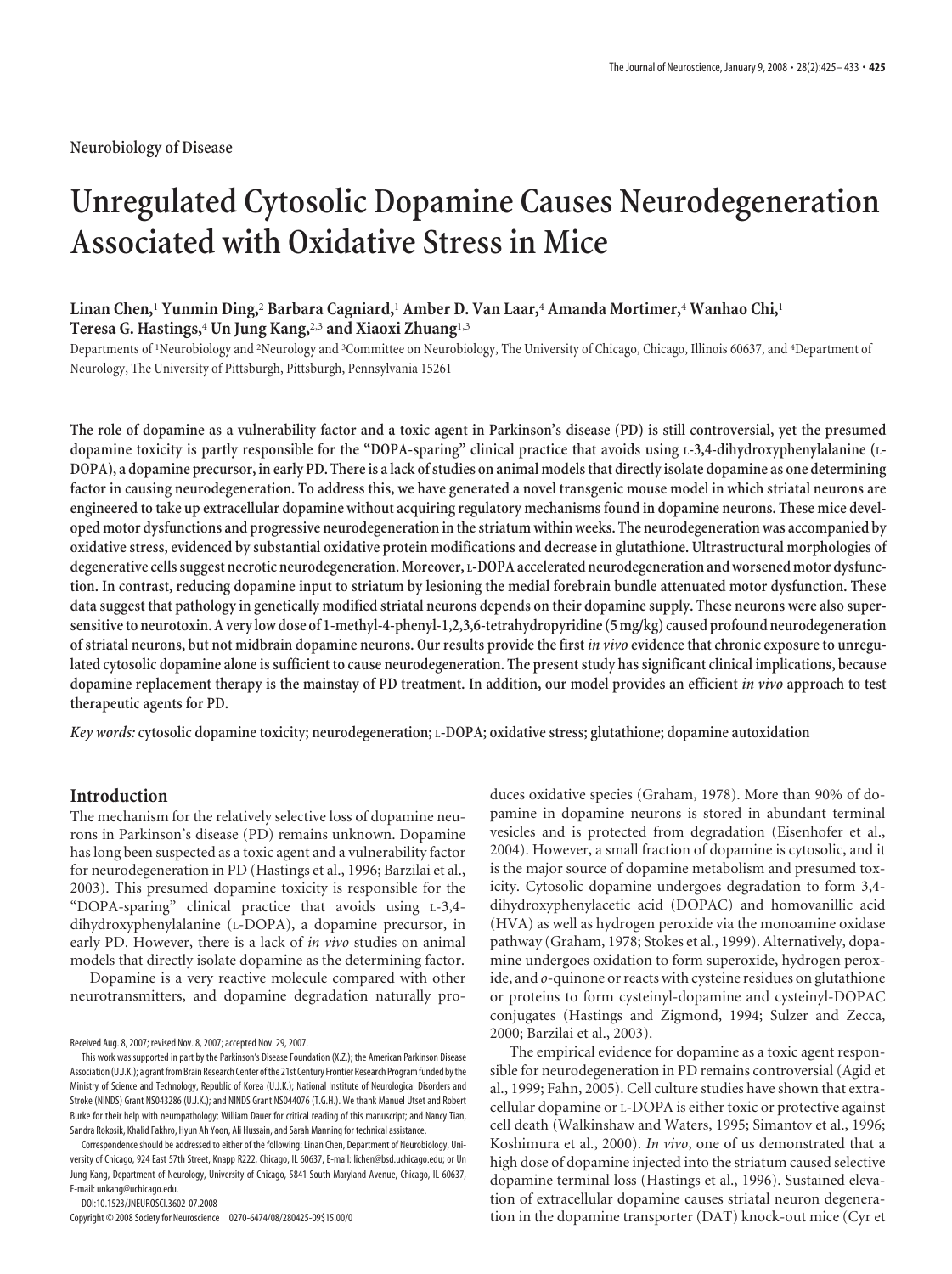Neurobiology of Disease

# Unregulated Cytosolic Dopamine Causes Neurodegeneration Associated with Oxidative Stress in Mice

**Linan Chen,[1] Yunmin Ding,[2] Barbara Cagniard,[1] Amber D. Van Laar,[4] Amanda Mortimer,[4] Wanhao Chi,[1] Teresa G. Hastings,[4] Un Jung Kang,[2,3] and Xiaoxi Zhuang[1,3]**

Departments of [1]Neurobiology and [2]Neurology and [3]Committee on Neurobiology, The University of Chicago, Chicago, Illinois 60637, and [4]Department of Neurology, The University of Pittsburgh, Pittsburgh, Pennsylvania 15261

**The role of dopamine as a vulnerability factor and a toxic agent in Parkinson's disease (PD) is still controversial, yet the presumed dopamine toxicity is partly responsible for the "DOPA-sparing" clinical practice that avoids using L-3,4-dihydroxyphenylalanine (L-DOPA), a dopamine precursor, in early PD. There is a lack of studies on animal models that directly isolate dopamine as one determining factor in causing neurodegeneration. To address this, we have generated a novel transgenic mouse model in which striatal neurons are engineered to take up extracellular dopamine without acquiring regulatory mechanisms found in dopamine neurons. These mice developed motor dysfunctions and progressive neurodegeneration in the striatum within weeks. The neurodegeneration was accompanied by oxidative stress, evidenced by substantial oxidative protein modifications and decrease in glutathione. Ultrastructural morphologies of degenerative cells suggest necrotic neurodegeneration. Moreover, L-DOPA accelerated neurodegeneration and worsened motor dysfunction. In contrast, reducing dopamine input to striatum by lesioning the medial forebrain bundle attenuated motor dysfunction. These data suggest that pathology in genetically modified striatal neurons depends on their dopamine supply. These neurons were also supersensitive to neurotoxin. A very low dose of 1-methyl-4-phenyl-1,2,3,6-tetrahydropyridine (5 mg/kg) caused profound neurodegeneration of striatal neurons, but not midbrain dopamine neurons. Our results provide the first *in vivo* evidence that chronic exposure to unregulated cytosolic dopamine alone is sufficient to cause neurodegeneration. The present study has significant clinical implications, because dopamine replacement therapy is the mainstay of PD treatment. In addition, our model provides an efficient *in vivo* approach to test therapeutic agents for PD.**

*Key words:* **cytosolic dopamine toxicity; neurodegeneration; L-DOPA; oxidative stress; glutathione; dopamine autoxidation**

## Introduction

The mechanism for the relatively selective loss of dopamine neurons in Parkinson's disease (PD) remains unknown. Dopamine has long been suspected as a toxic agent and a vulnerability factor for neurodegeneration in PD (Hastings et al., 1996; Barzilai et al., 2003). This presumed dopamine toxicity is responsible for the "DOPA-sparing" clinical practice that avoids using L-3,4-dihydroxyphenylalanine (L-DOPA), a dopamine precursor, in early PD. However, there is a lack of *in vivo* studies on animal models that directly isolate dopamine as the determining factor.

Dopamine is a very reactive molecule compared with other neurotransmitters, and dopamine degradation naturally produces oxidative species (Graham, 1978). More than 90% of dopamine in dopamine neurons is stored in abundant terminal vesicles and is protected from degradation (Eisenhofer et al., 2004). However, a small fraction of dopamine is cytosolic, and it is the major source of dopamine metabolism and presumed toxicity. Cytosolic dopamine undergoes degradation to form 3,4-dihydroxyphenylacetic acid (DOPAC) and homovanillic acid (HVA) as well as hydrogen peroxide via the monoamine oxidase pathway (Graham, 1978; Stokes et al., 1999). Alternatively, dopamine undergoes oxidation to form superoxide, hydrogen peroxide, and *o*-quinone or reacts with cysteine residues on glutathione or proteins to form cysteinyl-dopamine and cysteinyl-DOPAC conjugates (Hastings and Zigmond, 1994; Sulzer and Zecca, 2000; Barzilai et al., 2003).

The empirical evidence for dopamine as a toxic agent responsible for neurodegeneration in PD remains controversial (Agid et al., 1999; Fahn, 2005). Cell culture studies have shown that extracellular dopamine or L-DOPA is either toxic or protective against cell death (Walkinshaw and Waters, 1995; Simantov et al., 1996; Koshimura et al., 2000). *In vivo*, one of us demonstrated that a high dose of dopamine injected into the striatum caused selective dopamine terminal loss (Hastings et al., 1996). Sustained elevation of extracellular dopamine causes striatal neuron degeneration in the dopamine transporter (DAT) knock-out mice (Cyr et

Received Aug. 8, 2007; revised Nov. 8, 2007; accepted Nov. 29, 2007.

This work was supported in part by the Parkinson's Disease Foundation (X.Z.); the American Parkinson Disease Association (U.J.K.); a grant from Brain Research Center of the 21st Century Frontier Research Program funded by the Ministry of Science and Technology, Republic of Korea (U.J.K.); National Institute of Neurological Disorders and Stroke (NINDS) Grant NS043286 (U.J.K.); and NINDS Grant NS044076 (T.G.H.). We thank Manuel Utset and Robert Burke for their help with neuropathology; William Dauer for critical reading of this manuscript; and Nancy Tian, Sandra Rokosik, Khalid Fakhro, Hyun Ah Yoon, Ali Hussain, and Sarah Manning for technical assistance.

Correspondence should be addressed to either of the following: Linan Chen, Department of Neurobiology, University of Chicago, 924 East 57th Street, Knapp R222, Chicago, IL 60637, E-mail: lichen@bsd.uchicago.edu; or Un Jung Kang, Department of Neurology, University of Chicago, 5841 South Maryland Avenue, Chicago, IL 60637, E-mail: unkang@uchicago.edu.

DOI:10.1523/JNEUROSCI.3602-07.2008

Copyright © 2008 Society for Neuroscience 0270-6474/08/280425-09$15.00/0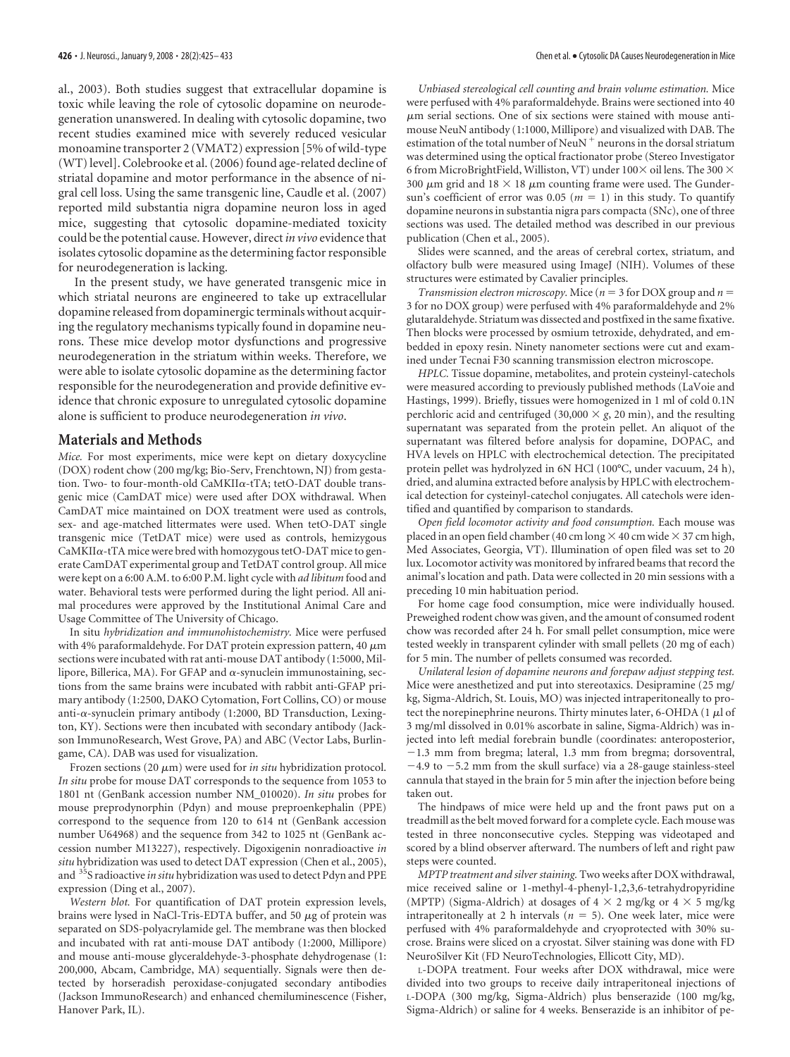al., 2003). Both studies suggest that extracellular dopamine is toxic while leaving the role of cytosolic dopamine on neurodegeneration unanswered. In dealing with cytosolic dopamine, two recent studies examined mice with severely reduced vesicular monoamine transporter 2 (VMAT2) expression [5% of wild-type (WT) level]. Colebrooke et al. (2006) found age-related decline of striatal dopamine and motor performance in the absence of nigral cell loss. Using the same transgenic line, Caudle et al. (2007) reported mild substantia nigra dopamine neuron loss in aged mice, suggesting that cytosolic dopamine-mediated toxicity could be the potential cause. However, direct *in vivo* evidence that isolates cytosolic dopamine as the determining factor responsible for neurodegeneration is lacking.

In the present study, we have generated transgenic mice in which striatal neurons are engineered to take up extracellular dopamine released from dopaminergic terminals without acquiring the regulatory mechanisms typically found in dopamine neurons. These mice develop motor dysfunctions and progressive neurodegeneration in the striatum within weeks. Therefore, we were able to isolate cytosolic dopamine as the determining factor responsible for the neurodegeneration and provide definitive evidence that chronic exposure to unregulated cytosolic dopamine alone is sufficient to produce neurodegeneration *in vivo*.

## Materials and Methods

*Mice.* For most experiments, mice were kept on dietary doxycycline (DOX) rodent chow (200 mg/kg; Bio-Serv, Frenchtown, NJ) from gestation. Two- to four-month-old CaMKIIα-tTA; tetO-DAT double transgenic mice (CamDAT mice) were used after DOX withdrawal. When CamDAT mice maintained on DOX treatment were used as controls, sex- and age-matched littermates were used. When tetO-DAT single transgenic mice (TetDAT mice) were used as controls, hemizygous CaMKIIα-tTA mice were bred with homozygous tetO-DAT mice to generate CamDAT experimental group and TetDAT control group. All mice were kept on a 6:00 A.M. to 6:00 P.M. light cycle with *ad libitum* food and water. Behavioral tests were performed during the light period. All animal procedures were approved by the Institutional Animal Care and Usage Committee of The University of Chicago.

In situ *hybridization and immunohistochemistry.* Mice were perfused with 4% paraformaldehyde. For DAT protein expression pattern, 40 μm sections were incubated with rat anti-mouse DAT antibody (1:5000, Millipore, Billerica, MA). For GFAP and α-synuclein immunostaining, sections from the same brains were incubated with rabbit anti-GFAP primary antibody (1:2500, DAKO Cytomation, Fort Collins, CO) or mouse anti-α-synuclein primary antibody (1:2000, BD Transduction, Lexington, KY). Sections were then incubated with secondary antibody (Jackson ImmunoResearch, West Grove, PA) and ABC (Vector Labs, Burlingame, CA). DAB was used for visualization.

Frozen sections (20 μm) were used for *in situ* hybridization protocol. *In situ* probe for mouse DAT corresponds to the sequence from 1053 to 1801 nt (GenBank accession number NM_010020). *In situ* probes for mouse preprodynorphin (Pdyn) and mouse preproenkephalin (PPE) correspond to the sequence from 120 to 614 nt (GenBank accession number U64968) and the sequence from 342 to 1025 nt (GenBank accession number M13227), respectively. Digoxigenin nonradioactive *in situ* hybridization was used to detect DAT expression (Chen et al., 2005), and $^{35}$S radioactive *in situ* hybridization was used to detect Pdyn and PPE expression (Ding et al., 2007).

*Western blot.* For quantification of DAT protein expression levels, brains were lysed in NaCl-Tris-EDTA buffer, and 50 μg of protein was separated on SDS-polyacrylamide gel. The membrane was then blocked and incubated with rat anti-mouse DAT antibody (1:2000, Millipore) and mouse anti-mouse glyceraldehyde-3-phosphate dehydrogenase (1: 200,000, Abcam, Cambridge, MA) sequentially. Signals were then detected by horseradish peroxidase-conjugated secondary antibodies (Jackson ImmunoResearch) and enhanced chemiluminescence (Fisher, Hanover Park, IL).

*Unbiased stereological cell counting and brain volume estimation.* Mice were perfused with 4% paraformaldehyde. Brains were sectioned into 40 μm serial sections. One of six sections were stained with mouse anti-mouse NeuN antibody (1:1000, Millipore) and visualized with DAB. The estimation of the total number of NeuN$^+$ neurons in the dorsal striatum was determined using the optical fractionator probe (Stereo Investigator 6 from MicroBrightField, Williston, VT) under 100× oil lens. The 300 × 300 μm grid and 18 × 18 μm counting frame were used. The Gundersun's coefficient of error was 0.05 ($m$ = 1) in this study. To quantify dopamine neurons in substantia nigra pars compacta (SNc), one of three sections was used. The detailed method was described in our previous publication (Chen et al., 2005).

Slides were scanned, and the areas of cerebral cortex, striatum, and olfactory bulb were measured using ImageJ (NIH). Volumes of these structures were estimated by Cavalier principles.

*Transmission electron microscopy.* Mice ($n$ = 3 for DOX group and $n$ = 3 for no DOX group) were perfused with 4% paraformaldehyde and 2% glutaraldehyde. Striatum was dissected and postfixed in the same fixative. Then blocks were processed by osmium tetroxide, dehydrated, and embedded in epoxy resin. Ninety nanometer sections were cut and examined under Tecnai F30 scanning transmission electron microscope.

*HPLC.* Tissue dopamine, metabolites, and protein cysteinyl-catechols were measured according to previously published methods (LaVoie and Hastings, 1999). Briefly, tissues were homogenized in 1 ml of cold 0.1N perchloric acid and centrifuged (30,000 × $g$, 20 min), and the resulting supernatant was separated from the protein pellet. An aliquot of the supernatant was filtered before analysis for dopamine, DOPAC, and HVA levels on HPLC with electrochemical detection. The precipitated protein pellet was hydrolyzed in 6N HCl (100°C, under vacuum, 24 h), dried, and alumina extracted before analysis by HPLC with electrochemical detection for cysteinyl-catechol conjugates. All catechols were identified and quantified by comparison to standards.

*Open field locomotor activity and food consumption.* Each mouse was placed in an open field chamber (40 cm long × 40 cm wide × 37 cm high, Med Associates, Georgia, VT). Illumination of open filed was set to 20 lux. Locomotor activity was monitored by infrared beams that record the animal's location and path. Data were collected in 20 min sessions with a preceding 10 min habituation period.

For home cage food consumption, mice were individually housed. Preweighed rodent chow was given, and the amount of consumed rodent chow was recorded after 24 h. For small pellet consumption, mice were tested weekly in transparent cylinder with small pellets (20 mg of each) for 5 min. The number of pellets consumed was recorded.

*Unilateral lesion of dopamine neurons and forepaw adjust stepping test.* Mice were anesthetized and put into stereotaxics. Desipramine (25 mg/kg, Sigma-Aldrich, St. Louis, MO) was injected intraperitoneally to protect the norepinephrine neurons. Thirty minutes later, 6-OHDA (1 μl of 3 mg/ml dissolved in 0.01% ascorbate in saline, Sigma-Aldrich) was injected into left medial forebrain bundle (coordinates: anteroposterior, −1.3 mm from bregma; lateral, 1.3 mm from bregma; dorsoventral, −4.9 to −5.2 mm from the skull surface) via a 28-gauge stainless-steel cannula that stayed in the brain for 5 min after the injection before being taken out.

The hindpaws of mice were held up and the front paws put on a treadmill as the belt moved forward for a complete cycle. Each mouse was tested in three nonconsecutive cycles. Stepping was videotaped and scored by a blind observer afterward. The numbers of left and right paw steps were counted.

*MPTP treatment and silver staining.* Two weeks after DOX withdrawal, mice received saline or 1-methyl-4-phenyl-1,2,3,6-tetrahydropyridine (MPTP) (Sigma-Aldrich) at dosages of 4 × 2 mg/kg or 4 × 5 mg/kg intraperitoneally at 2 h intervals ($n$ = 5). One week later, mice were perfused with 4% paraformaldehyde and cryoprotected with 30% sucrose. Brains were sliced on a cryostat. Silver staining was done with FD NeuroSilver Kit (FD NeuroTechnologies, Ellicott City, MD).

L-DOPA *treatment.* Four weeks after DOX withdrawal, mice were divided into two groups to receive daily intraperitoneal injections of L-DOPA (300 mg/kg, Sigma-Aldrich) plus benserazide (100 mg/kg, Sigma-Aldrich) or saline for 4 weeks. Benserazide is an inhibitor of pe-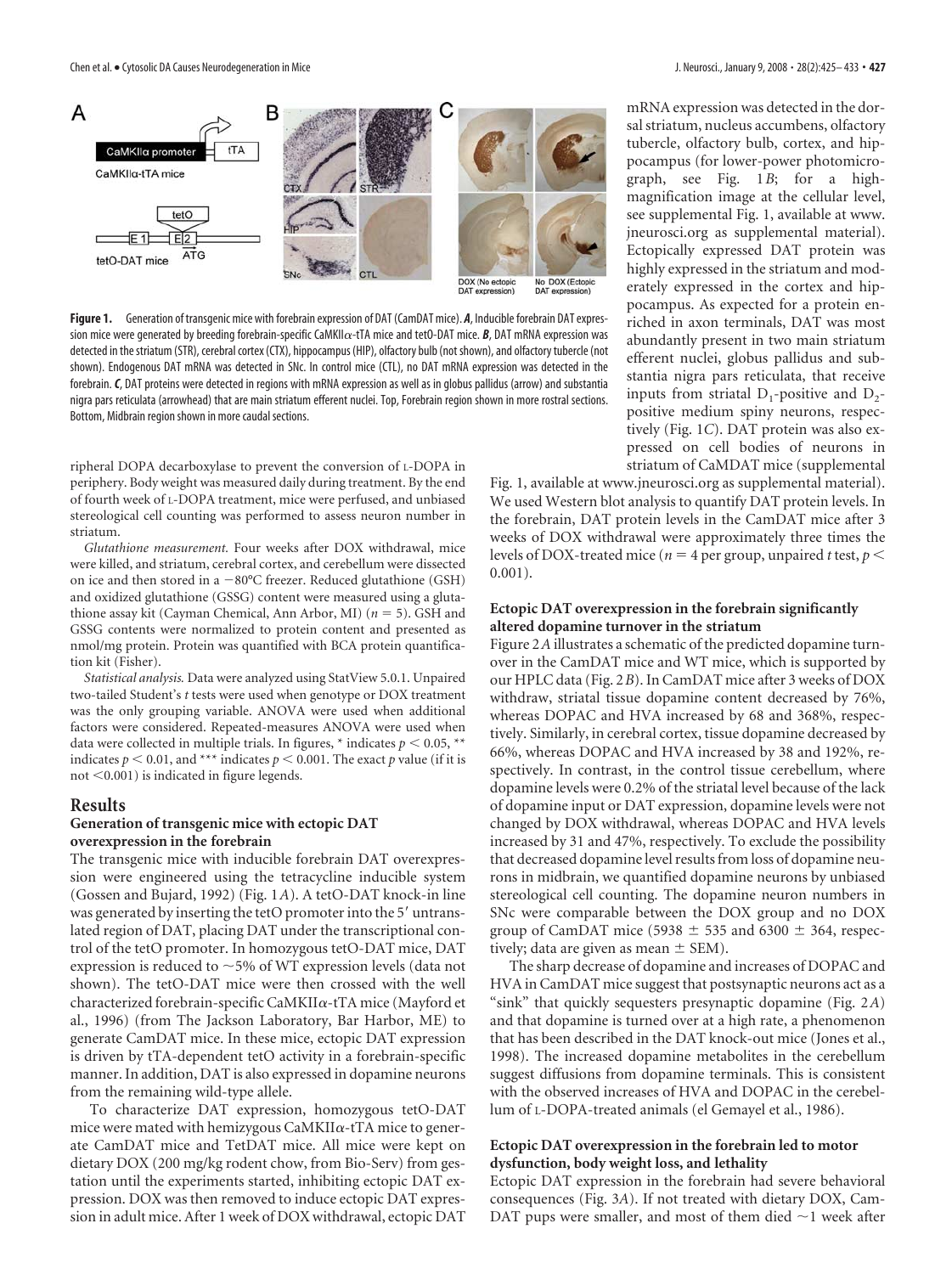**Figure 1.** Generation of transgenic mice with forebrain expression of DAT (CamDAT mice). ***A***, Inducible forebrain DAT expression mice were generated by breeding forebrain-specific CaMKIIα-tTA mice and tetO-DAT mice. ***B***, DAT mRNA expression was detected in the striatum (STR), cerebral cortex (CTX), hippocampus (HIP), olfactory bulb (not shown), and olfactory tubercle (not shown). Endogenous DAT mRNA was detected in SNc. In control mice (CTL), no DAT mRNA expression was detected in the forebrain. ***C***, DAT proteins were detected in regions with mRNA expression as well as in globus pallidus (arrow) and substantia nigra pars reticulata (arrowhead) that are main striatum efferent nuclei. Top, Forebrain region shown in more rostral sections. Bottom, Midbrain region shown in more caudal sections.

ripheral DOPA decarboxylase to prevent the conversion of L-DOPA in periphery. Body weight was measured daily during treatment. By the end of fourth week of L-DOPA treatment, mice were perfused, and unbiased stereological cell counting was performed to assess neuron number in striatum.

*Glutathione measurement.* Four weeks after DOX withdrawal, mice were killed, and striatum, cerebral cortex, and cerebellum were dissected on ice and then stored in a −80°C freezer. Reduced glutathione (GSH) and oxidized glutathione (GSSG) content were measured using a glutathione assay kit (Cayman Chemical, Ann Arbor, MI) ($n = 5$). GSH and GSSG contents were normalized to protein content and presented as nmol/mg protein. Protein was quantified with BCA protein quantification kit (Fisher).

*Statistical analysis.* Data were analyzed using StatView 5.0.1. Unpaired two-tailed Student's $t$ tests were used when genotype or DOX treatment was the only grouping variable. ANOVA were used when additional factors were considered. Repeated-measures ANOVA were used when data were collected in multiple trials. In figures, * indicates $p < 0.05$, ** indicates $p < 0.01$, and *** indicates $p < 0.001$. The exact $p$ value (if it is not $<0.001$) is indicated in figure legends.

## Results

### Generation of transgenic mice with ectopic DAT overexpression in the forebrain

The transgenic mice with inducible forebrain DAT overexpression were engineered using the tetracycline inducible system (Gossen and Bujard, 1992) (Fig. 1*A*). A tetO-DAT knock-in line was generated by inserting the tetO promoter into the 5′ untranslated region of DAT, placing DAT under the transcriptional control of the tetO promoter. In homozygous tetO-DAT mice, DAT expression is reduced to ~5% of WT expression levels (data not shown). The tetO-DAT mice were then crossed with the well characterized forebrain-specific CaMKIIα-tTA mice (Mayford et al., 1996) (from The Jackson Laboratory, Bar Harbor, ME) to generate CamDAT mice. In these mice, ectopic DAT expression is driven by tTA-dependent tetO activity in a forebrain-specific manner. In addition, DAT is also expressed in dopamine neurons from the remaining wild-type allele.

To characterize DAT expression, homozygous tetO-DAT mice were mated with hemizygous CaMKIIα-tTA mice to generate CamDAT mice and TetDAT mice. All mice were kept on dietary DOX (200 mg/kg rodent chow, from Bio-Serv) from gestation until the experiments started, inhibiting ectopic DAT expression. DOX was then removed to induce ectopic DAT expression in adult mice. After 1 week of DOX withdrawal, ectopic DAT mRNA expression was detected in the dorsal striatum, nucleus accumbens, olfactory tubercle, olfactory bulb, cortex, and hippocampus (for lower-power photomicrograph, see Fig. 1*B*; for a high-magnification image at the cellular level, see supplemental Fig. 1, available at www.jneurosci.org as supplemental material). Ectopically expressed DAT protein was highly expressed in the striatum and moderately expressed in the cortex and hippocampus. As expected for a protein enriched in axon terminals, DAT was most abundantly present in two main striatum efferent nuclei, globus pallidus and substantia nigra pars reticulata, that receive inputs from striatal $D_1$-positive and $D_2$-positive medium spiny neurons, respectively (Fig. 1*C*). DAT protein was also expressed on cell bodies of neurons in striatum of CaMDAT mice (supplemental Fig. 1, available at www.jneurosci.org as supplemental material). We used Western blot analysis to quantify DAT protein levels. In the forebrain, DAT protein levels in the CamDAT mice after 3 weeks of DOX withdrawal were approximately three times the levels of DOX-treated mice ($n = 4$ per group, unpaired $t$ test, $p < 0.001$).

### Ectopic DAT overexpression in the forebrain significantly altered dopamine turnover in the striatum

Figure 2*A* illustrates a schematic of the predicted dopamine turnover in the CamDAT mice and WT mice, which is supported by our HPLC data (Fig. 2*B*). In CamDAT mice after 3 weeks of DOX withdraw, striatal tissue dopamine content decreased by 76%, whereas DOPAC and HVA increased by 68 and 368%, respectively. Similarly, in cerebral cortex, tissue dopamine decreased by 66%, whereas DOPAC and HVA increased by 38 and 192%, respectively. In contrast, in the control tissue cerebellum, where dopamine levels were 0.2% of the striatal level because of the lack of dopamine input or DAT expression, dopamine levels were not changed by DOX withdrawal, whereas DOPAC and HVA levels increased by 31 and 47%, respectively. To exclude the possibility that decreased dopamine level results from loss of dopamine neurons in midbrain, we quantified dopamine neurons by unbiased stereological cell counting. The dopamine neuron numbers in SNc were comparable between the DOX group and no DOX group of CamDAT mice (5938 ± 535 and 6300 ± 364, respectively; data are given as mean ± SEM).

The sharp decrease of dopamine and increases of DOPAC and HVA in CamDAT mice suggest that postsynaptic neurons act as a "sink" that quickly sequesters presynaptic dopamine (Fig. 2*A*) and that dopamine is turned over at a high rate, a phenomenon that has been described in the DAT knock-out mice (Jones et al., 1998). The increased dopamine metabolites in the cerebellum suggest diffusions from dopamine terminals. This is consistent with the observed increases of HVA and DOPAC in the cerebellum of L-DOPA-treated animals (el Gemayel et al., 1986).

### Ectopic DAT overexpression in the forebrain led to motor dysfunction, body weight loss, and lethality

Ectopic DAT expression in the forebrain had severe behavioral consequences (Fig. 3*A*). If not treated with dietary DOX, CamDAT pups were smaller, and most of them died ~1 week after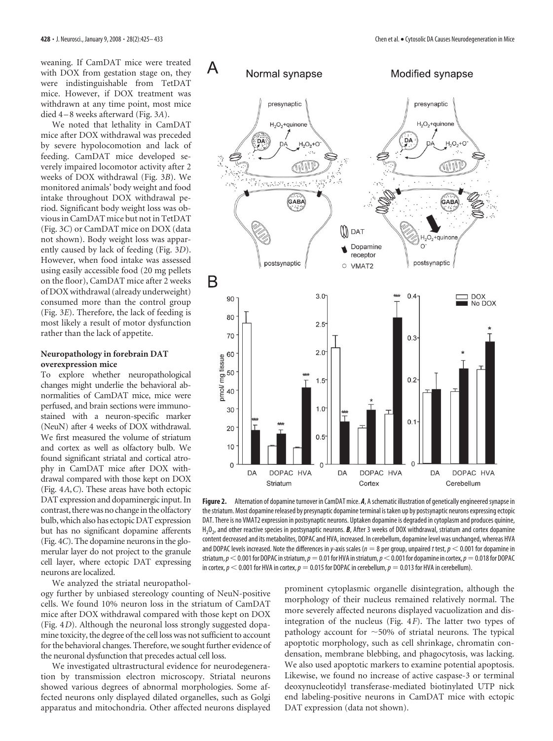weaning. If CamDAT mice were treated with DOX from gestation stage on, they were indistinguishable from TetDAT mice. However, if DOX treatment was withdrawn at any time point, most mice died 4–8 weeks afterward (Fig. 3*A*).

We noted that lethality in CamDAT mice after DOX withdrawal was preceded by severe hypolocomotion and lack of feeding. CamDAT mice developed severely impaired locomotor activity after 2 weeks of DOX withdrawal (Fig. 3*B*). We monitored animals' body weight and food intake throughout DOX withdrawal period. Significant body weight loss was obvious in CamDAT mice but not in TetDAT (Fig. 3*C*) or CamDAT mice on DOX (data not shown). Body weight loss was apparently caused by lack of feeding (Fig. 3*D*). However, when food intake was assessed using easily accessible food (20 mg pellets on the floor), CamDAT mice after 2 weeks of DOX withdrawal (already underweight) consumed more than the control group (Fig. 3*E*). Therefore, the lack of feeding is most likely a result of motor dysfunction rather than the lack of appetite.

### Neuropathology in forebrain DAT overexpression mice

To explore whether neuropathological changes might underlie the behavioral abnormalities of CamDAT mice, mice were perfused, and brain sections were immunostained with a neuron-specific marker (NeuN) after 4 weeks of DOX withdrawal. We first measured the volume of striatum and cortex as well as olfactory bulb. We found significant striatal and cortical atrophy in CamDAT mice after DOX withdrawal compared with those kept on DOX (Fig. 4*A*,*C*). These areas have both ectopic DAT expression and dopaminergic input. In contrast, there was no change in the olfactory bulb, which also has ectopic DAT expression but has no significant dopamine afferents (Fig. 4*C*). The dopamine neurons in the glomerular layer do not project to the granule cell layer, where ectopic DAT expressing neurons are localized.

We analyzed the striatal neuropathology further by unbiased stereology counting of NeuN-positive cells. We found 10% neuron loss in the striatum of CamDAT mice after DOX withdrawal compared with those kept on DOX (Fig. 4*D*). Although the neuronal loss strongly suggested dopamine toxicity, the degree of the cell loss was not sufficient to account for the behavioral changes. Therefore, we sought further evidence of the neuronal dysfunction that precedes actual cell loss.

We investigated ultrastructural evidence for neurodegeneration by transmission electron microscopy. Striatal neurons showed various degrees of abnormal morphologies. Some affected neurons only displayed dilated organelles, such as Golgi apparatus and mitochondria. Other affected neurons displayed prominent cytoplasmic organelle disintegration, although the morphology of their nucleus remained relatively normal. The more severely affected neurons displayed vacuolization and disintegration of the nucleus (Fig. 4*F*). The latter two types of pathology account for ~50% of striatal neurons. The typical apoptotic morphology, such as cell shrinkage, chromatin condensation, membrane blebbing, and phagocytosis, was lacking. We also used apoptotic markers to examine potential apoptosis. Likewise, we found no increase of active caspase-3 or terminal deoxynucleotidyl transferase-mediated biotinylated UTP nick end labeling-positive neurons in CamDAT mice with ectopic DAT expression (data not shown).

**Figure 2.** Alternation of dopamine turnover in CamDAT mice. ***A***, A schematic illustration of genetically engineered synapse in the striatum. Most dopamine released by presynaptic dopamine terminal is taken up by postsynaptic neurons expressing ectopic DAT. There is no VMAT2 expression in postsynaptic neurons. Uptaken dopamine is degraded in cytoplasm and produces quinine, $H_2O_2$, and other reactive species in postsynaptic neurons. ***B***, After 3 weeks of DOX withdrawal, striatum and cortex dopamine content decreased and its metabolites, DOPAC and HVA, increased. In cerebellum, dopamine level was unchanged, whereas HVA and DOPAC levels increased. Note the differences in *y*-axis scales ($n = 8$ per group, unpaired *t* test, $p < 0.001$ for dopamine in striatum, $p < 0.001$ for DOPAC in striatum, $p = 0.01$ for HVA in striatum, $p < 0.001$ for dopamine in cortex, $p = 0.018$ for DOPAC in cortex, $p < 0.001$ for HVA in cortex, $p = 0.015$ for DOPAC in cerebellum, $p = 0.013$ for HVA in cerebellum).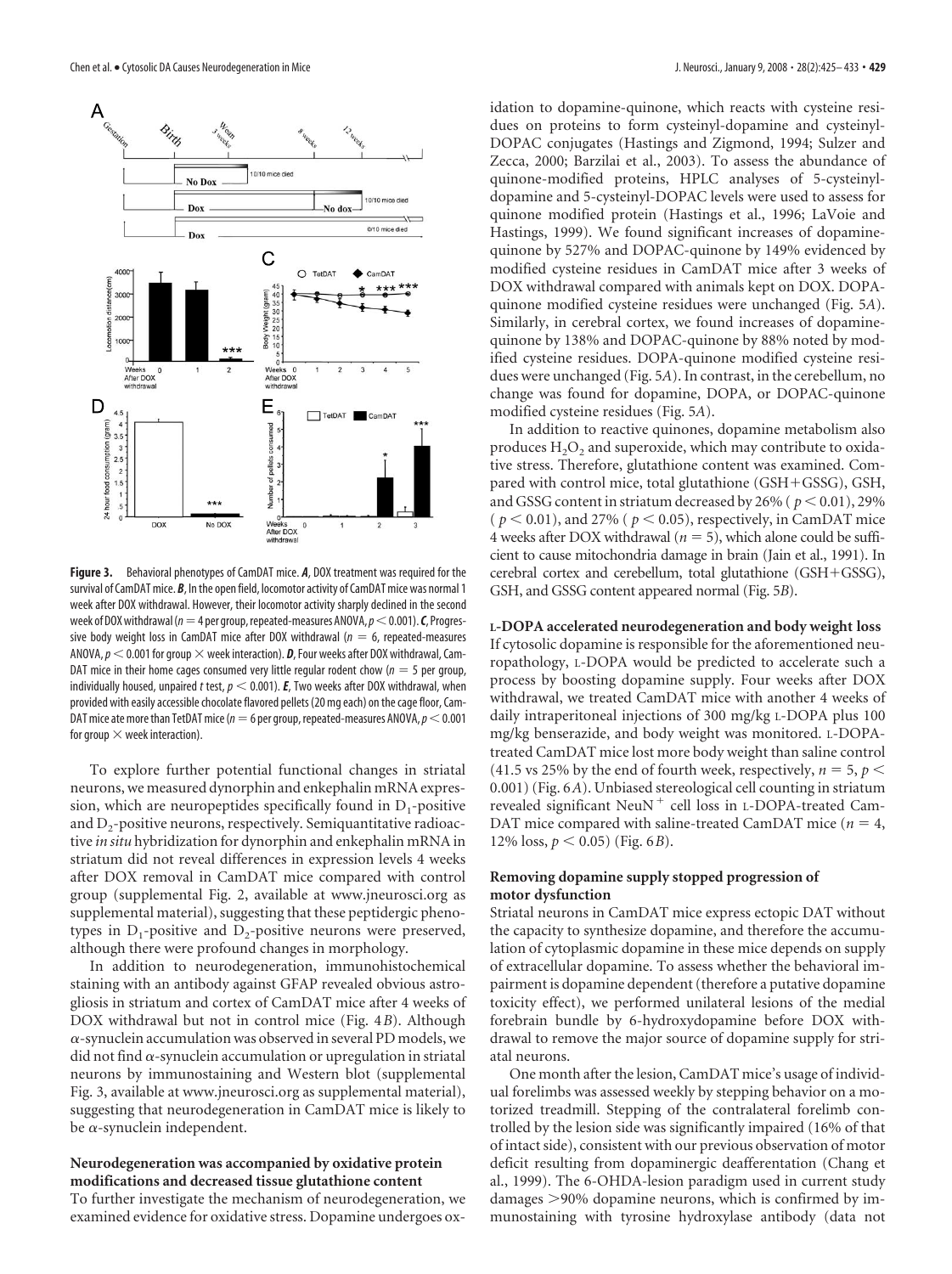**Figure 3.** Behavioral phenotypes of CamDAT mice. ***A***, DOX treatment was required for the survival of CamDAT mice. ***B***, In the open field, locomotor activity of CamDAT mice was normal 1 week after DOX withdrawal. However, their locomotor activity sharply declined in the second week of DOX withdrawal ($n = 4$ per group, repeated-measures ANOVA, $p < 0.001$). ***C***, Progressive body weight loss in CamDAT mice after DOX withdrawal ($n = 6$, repeated-measures ANOVA, $p < 0.001$ for group × week interaction). ***D***, Four weeks after DOX withdrawal, CamDAT mice in their home cages consumed very little regular rodent chow ($n = 5$ per group, individually housed, unpaired $t$ test, $p < 0.001$). ***E***, Two weeks after DOX withdrawal, when provided with easily accessible chocolate flavored pellets (20 mg each) on the cage floor, CamDAT mice ate more than TetDAT mice ($n = 6$ per group, repeated-measures ANOVA, $p < 0.001$ for group × week interaction).

To explore further potential functional changes in striatal neurons, we measured dynorphin and enkephalin mRNA expression, which are neuropeptides specifically found in $D_1$-positive and $D_2$-positive neurons, respectively. Semiquantitative radioactive *in situ* hybridization for dynorphin and enkephalin mRNA in striatum did not reveal differences in expression levels 4 weeks after DOX removal in CamDAT mice compared with control group (supplemental Fig. 2, available at www.jneurosci.org as supplemental material), suggesting that these peptidergic phenotypes in $D_1$-positive and $D_2$-positive neurons were preserved, although there were profound changes in morphology.

In addition to neurodegeneration, immunohistochemical staining with an antibody against GFAP revealed obvious astrogliosis in striatum and cortex of CamDAT mice after 4 weeks of DOX withdrawal but not in control mice (Fig. 4*B*). Although α-synuclein accumulation was observed in several PD models, we did not find α-synuclein accumulation or upregulation in striatal neurons by immunostaining and Western blot (supplemental Fig. 3, available at www.jneurosci.org as supplemental material), suggesting that neurodegeneration in CamDAT mice is likely to be α-synuclein independent.

### Neurodegeneration was accompanied by oxidative protein modifications and decreased tissue glutathione content

To further investigate the mechanism of neurodegeneration, we examined evidence for oxidative stress. Dopamine undergoes oxidation to dopamine-quinone, which reacts with cysteine residues on proteins to form cysteinyl-dopamine and cysteinyl-DOPAC conjugates (Hastings and Zigmond, 1994; Sulzer and Zecca, 2000; Barzilai et al., 2003). To assess the abundance of quinone-modified proteins, HPLC analyses of 5-cysteinyl-dopamine and 5-cysteinyl-DOPAC levels were used to assess for quinone modified protein (Hastings et al., 1996; LaVoie and Hastings, 1999). We found significant increases of dopamine-quinone by 527% and DOPAC-quinone by 149% evidenced by modified cysteine residues in CamDAT mice after 3 weeks of DOX withdrawal compared with animals kept on DOX. DOPA-quinone modified cysteine residues were unchanged (Fig. 5*A*). Similarly, in cerebral cortex, we found increases of dopamine-quinone by 138% and DOPAC-quinone by 88% noted by modified cysteine residues. DOPA-quinone modified cysteine residues were unchanged (Fig. 5*A*). In contrast, in the cerebellum, no change was found for dopamine, DOPA, or DOPAC-quinone modified cysteine residues (Fig. 5*A*).

In addition to reactive quinones, dopamine metabolism also produces $H_2O_2$ and superoxide, which may contribute to oxidative stress. Therefore, glutathione content was examined. Compared with control mice, total glutathione (GSH+GSSG), GSH, and GSSG content in striatum decreased by 26% ($p < 0.01$), 29% ($p < 0.01$), and 27% ($p < 0.05$), respectively, in CamDAT mice 4 weeks after DOX withdrawal ($n = 5$), which alone could be sufficient to cause mitochondria damage in brain (Jain et al., 1991). In cerebral cortex and cerebellum, total glutathione (GSH+GSSG), GSH, and GSSG content appeared normal (Fig. 5*B*).

### L-DOPA accelerated neurodegeneration and body weight loss

If cytosolic dopamine is responsible for the aforementioned neuropathology, L-DOPA would be predicted to accelerate such a process by boosting dopamine supply. Four weeks after DOX withdrawal, we treated CamDAT mice with another 4 weeks of daily intraperitoneal injections of 300 mg/kg L-DOPA plus 100 mg/kg benserazide, and body weight was monitored. L-DOPA-treated CamDAT mice lost more body weight than saline control (41.5 vs 25% by the end of fourth week, respectively, $n = 5$, $p < 0.001$) (Fig. 6*A*). Unbiased stereological cell counting in striatum revealed significant $NeuN^+$ cell loss in L-DOPA-treated CamDAT mice compared with saline-treated CamDAT mice ($n = 4$, 12% loss, $p < 0.05$) (Fig. 6*B*).

### Removing dopamine supply stopped progression of motor dysfunction

Striatal neurons in CamDAT mice express ectopic DAT without the capacity to synthesize dopamine, and therefore the accumulation of cytoplasmic dopamine in these mice depends on supply of extracellular dopamine. To assess whether the behavioral impairment is dopamine dependent (therefore a putative dopamine toxicity effect), we performed unilateral lesions of the medial forebrain bundle by 6-hydroxydopamine before DOX withdrawal to remove the major source of dopamine supply for striatal neurons.

One month after the lesion, CamDAT mice's usage of individual forelimbs was assessed weekly by stepping behavior on a motorized treadmill. Stepping of the contralateral forelimb controlled by the lesion side was significantly impaired (16% of that of intact side), consistent with our previous observation of motor deficit resulting from dopaminergic deafferentation (Chang et al., 1999). The 6-OHDA-lesion paradigm used in current study damages >90% dopamine neurons, which is confirmed by immunostaining with tyrosine hydroxylase antibody (data not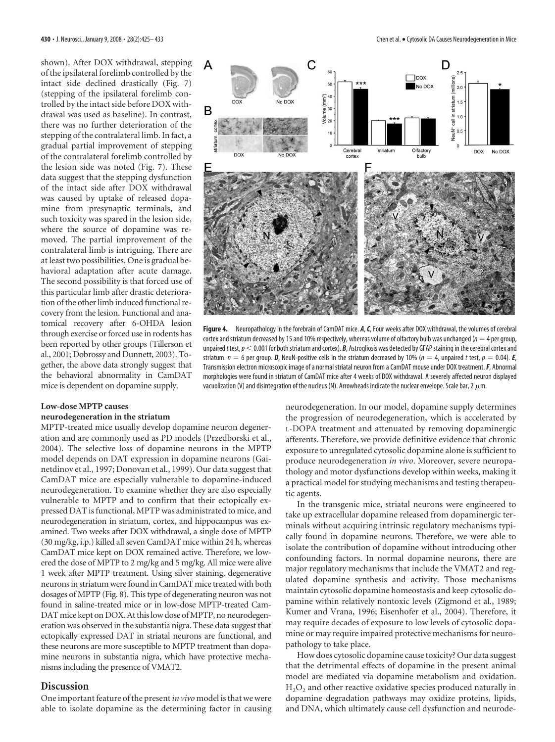shown). After DOX withdrawal, stepping of the ipsilateral forelimb controlled by the intact side declined drastically (Fig. 7) (stepping of the ipsilateral forelimb controlled by the intact side before DOX withdrawal was used as baseline). In contrast, there was no further deterioration of the stepping of the contralateral limb. In fact, a gradual partial improvement of stepping of the contralateral forelimb controlled by the lesion side was noted (Fig. 7). These data suggest that the stepping dysfunction of the intact side after DOX withdrawal was caused by uptake of released dopamine from presynaptic terminals, and such toxicity was spared in the lesion side, where the source of dopamine was removed. The partial improvement of the contralateral limb is intriguing. There are at least two possibilities. One is gradual behavioral adaptation after acute damage. The second possibility is that forced use of this particular limb after drastic deterioration of the other limb induced functional recovery from the lesion. Functional and anatomical recovery after 6-OHDA lesion through exercise or forced use in rodents has been reported by other groups (Tillerson et al., 2001; Dobrossy and Dunnett, 2003). Together, the above data strongly suggest that the behavioral abnormality in CamDAT mice is dependent on dopamine supply.

**Figure 4.** Neuropathology in the forebrain of CamDAT mice. ***A***, ***C***, Four weeks after DOX withdrawal, the volumes of cerebral cortex and striatum decreased by 15 and 10% respectively, whereas volume of olfactory bulb was unchanged ($n = 4$ per group, unpaired $t$ test, $p < 0.001$ for both striatum and cortex). ***B***, Astrogliosis was detected by GFAP staining in the cerebral cortex and striatum. $n = 6$ per group. ***D***, NeuN-positive cells in the striatum decreased by 10% ($n = 4$, unpaired $t$ test, $p = 0.04$). ***E***, Transmission electron microscopic image of a normal striatal neuron from a CamDAT mouse under DOX treatment. ***F***, Abnormal morphologies were found in striatum of CamDAT mice after 4 weeks of DOX withdrawal. A severely affected neuron displayed vacuolization (V) and disintegration of the nucleus (N). Arrowheads indicate the nuclear envelope. Scale bar, 2 μm.

### Low-dose MPTP causes neurodegeneration in the striatum

MPTP-treated mice usually develop dopamine neuron degeneration and are commonly used as PD models (Przedborski et al., 2004). The selective loss of dopamine neurons in the MPTP model depends on DAT expression in dopamine neurons (Gainetdinov et al., 1997; Donovan et al., 1999). Our data suggest that CamDAT mice are especially vulnerable to dopamine-induced neurodegeneration. To examine whether they are also especially vulnerable to MPTP and to confirm that their ectopically expressed DAT is functional, MPTP was administrated to mice, and neurodegeneration in striatum, cortex, and hippocampus was examined. Two weeks after DOX withdrawal, a single dose of MPTP (30 mg/kg, i.p.) killed all seven CamDAT mice within 24 h, whereas CamDAT mice kept on DOX remained active. Therefore, we lowered the dose of MPTP to 2 mg/kg and 5 mg/kg. All mice were alive 1 week after MPTP treatment. Using silver staining, degenerative neurons in striatum were found in CamDAT mice treated with both dosages of MPTP (Fig. 8). This type of degenerating neuron was not found in saline-treated mice or in low-dose MPTP-treated CamDAT mice kept on DOX. At this low dose of MPTP, no neurodegeneration was observed in the substantia nigra. These data suggest that ectopically expressed DAT in striatal neurons are functional, and these neurons are more susceptible to MPTP treatment than dopamine neurons in substantia nigra, which have protective mechanisms including the presence of VMAT2.

## Discussion

One important feature of the present *in vivo* model is that we were able to isolate dopamine as the determining factor in causing neurodegeneration. In our model, dopamine supply determines the progression of neurodegeneration, which is accelerated by L-DOPA treatment and attenuated by removing dopaminergic afferents. Therefore, we provide definitive evidence that chronic exposure to unregulated cytosolic dopamine alone is sufficient to produce neurodegeneration *in vivo*. Moreover, severe neuropathology and motor dysfunctions develop within weeks, making it a practical model for studying mechanisms and testing therapeutic agents.

In the transgenic mice, striatal neurons were engineered to take up extracellular dopamine released from dopaminergic terminals without acquiring intrinsic regulatory mechanisms typically found in dopamine neurons. Therefore, we were able to isolate the contribution of dopamine without introducing other confounding factors. In normal dopamine neurons, there are major regulatory mechanisms that include the VMAT2 and regulated dopamine synthesis and activity. Those mechanisms maintain cytosolic dopamine homeostasis and keep cytosolic dopamine within relatively nontoxic levels (Zigmond et al., 1989; Kumer and Vrana, 1996; Eisenhofer et al., 2004). Therefore, it may require decades of exposure to low levels of cytosolic dopamine or may require impaired protective mechanisms for neuropathology to take place.

How does cytosolic dopamine cause toxicity? Our data suggest that the detrimental effects of dopamine in the present animal model are mediated via dopamine metabolism and oxidation. $H_2O_2$ and other reactive oxidative species produced naturally in dopamine degradation pathways may oxidize proteins, lipids, and DNA, which ultimately cause cell dysfunction and neurode-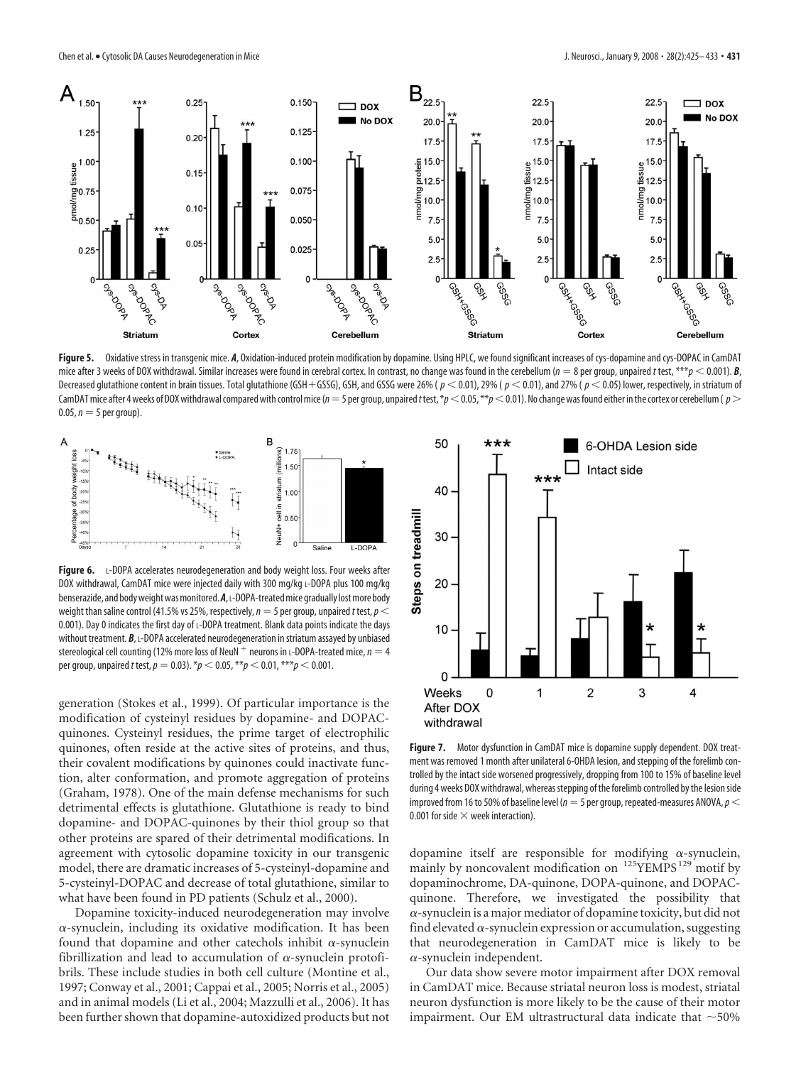**Figure 5.** Oxidative stress in transgenic mice. ***A***, Oxidation-induced protein modification by dopamine. Using HPLC, we found significant increases of cys-dopamine and cys-DOPAC in CamDAT mice after 3 weeks of DOX withdrawal. Similar increases were found in cerebral cortex. In contrast, no change was found in the cerebellum ($n = 8$ per group, unpaired $t$ test, \*\*\*$p < 0.001$). ***B***, Decreased glutathione content in brain tissues. Total glutathione (GSH+GSSG), GSH, and GSSG were 26% ($p < 0.01$), 29% ($p < 0.01$), and 27% ($p < 0.05$) lower, respectively, in striatum of CamDAT mice after 4 weeks of DOX withdrawal compared with control mice ($n = 5$ per group, unpaired $t$ test, \*$p < 0.05$, \*\*$p < 0.01$). No change was found either in the cortex or cerebellum ($p > 0.05$, $n = 5$ per group).

**Figure 6.** L-DOPA accelerates neurodegeneration and body weight loss. Four weeks after DOX withdrawal, CamDAT mice were injected daily with 300 mg/kg L-DOPA plus 100 mg/kg benserazide, and body weight was monitored. ***A***, L-DOPA-treated mice gradually lost more body weight than saline control (41.5% vs 25%, respectively, $n = 5$ per group, unpaired $t$ test, $p < 0.001$). Day 0 indicates the first day of L-DOPA treatment. Blank data points indicate the days without treatment. ***B***, L-DOPA accelerated neurodegeneration in striatum assayed by unbiased stereological cell counting (12% more loss of NeuN$^+$ neurons in L-DOPA-treated mice, $n = 4$ per group, unpaired $t$ test, $p = 0.03$). \*$p < 0.05$, \*\*$p < 0.01$, \*\*\*$p < 0.001$.

generation (Stokes et al., 1999). Of particular importance is the modification of cysteinyl residues by dopamine- and DOPAC-quinones. Cysteinyl residues, the prime target of electrophilic quinones, often reside at the active sites of proteins, and thus, their covalent modifications by quinones could inactivate function, alter conformation, and promote aggregation of proteins (Graham, 1978). One of the main defense mechanisms for such detrimental effects is glutathione. Glutathione is ready to bind dopamine- and DOPAC-quinones by their thiol group so that other proteins are spared of their detrimental modifications. In agreement with cytosolic dopamine toxicity in our transgenic model, there are dramatic increases of 5-cysteinyl-dopamine and 5-cysteinyl-DOPAC and decrease of total glutathione, similar to what have been found in PD patients (Schulz et al., 2000).

Dopamine toxicity-induced neurodegeneration may involve α-synuclein, including its oxidative modification. It has been found that dopamine and other catechols inhibit α-synuclein fibrillization and lead to accumulation of α-synuclein protofibrils. These include studies in both cell culture (Montine et al., 1997; Conway et al., 2001; Cappai et al., 2005; Norris et al., 2005) and in animal models (Li et al., 2004; Mazzulli et al., 2006). It has been further shown that dopamine-autoxidized products but not dopamine itself are responsible for modifying α-synuclein, mainly by noncovalent modification on $^{125}$YEMPS$^{129}$ motif by dopaminochrome, DA-quinone, DOPA-quinone, and DOPAC-quinone. Therefore, we investigated the possibility that α-synuclein is a major mediator of dopamine toxicity, but did not find elevated α-synuclein expression or accumulation, suggesting that neurodegeneration in CamDAT mice is likely to be α-synuclein independent.

Our data show severe motor impairment after DOX removal in CamDAT mice. Because striatal neuron loss is modest, striatal neuron dysfunction is more likely to be the cause of their motor impairment. Our EM ultrastructural data indicate that ~50%

**Figure 7.** Motor dysfunction in CamDAT mice is dopamine supply dependent. DOX treatment was removed 1 month after unilateral 6-OHDA lesion, and stepping of the forelimb controlled by the intact side worsened progressively, dropping from 100 to 15% of baseline level during 4 weeks DOX withdrawal, whereas stepping of the forelimb controlled by the lesion side improved from 16 to 50% of baseline level ($n = 5$ per group, repeated-measures ANOVA, $p < 0.001$ for side × week interaction).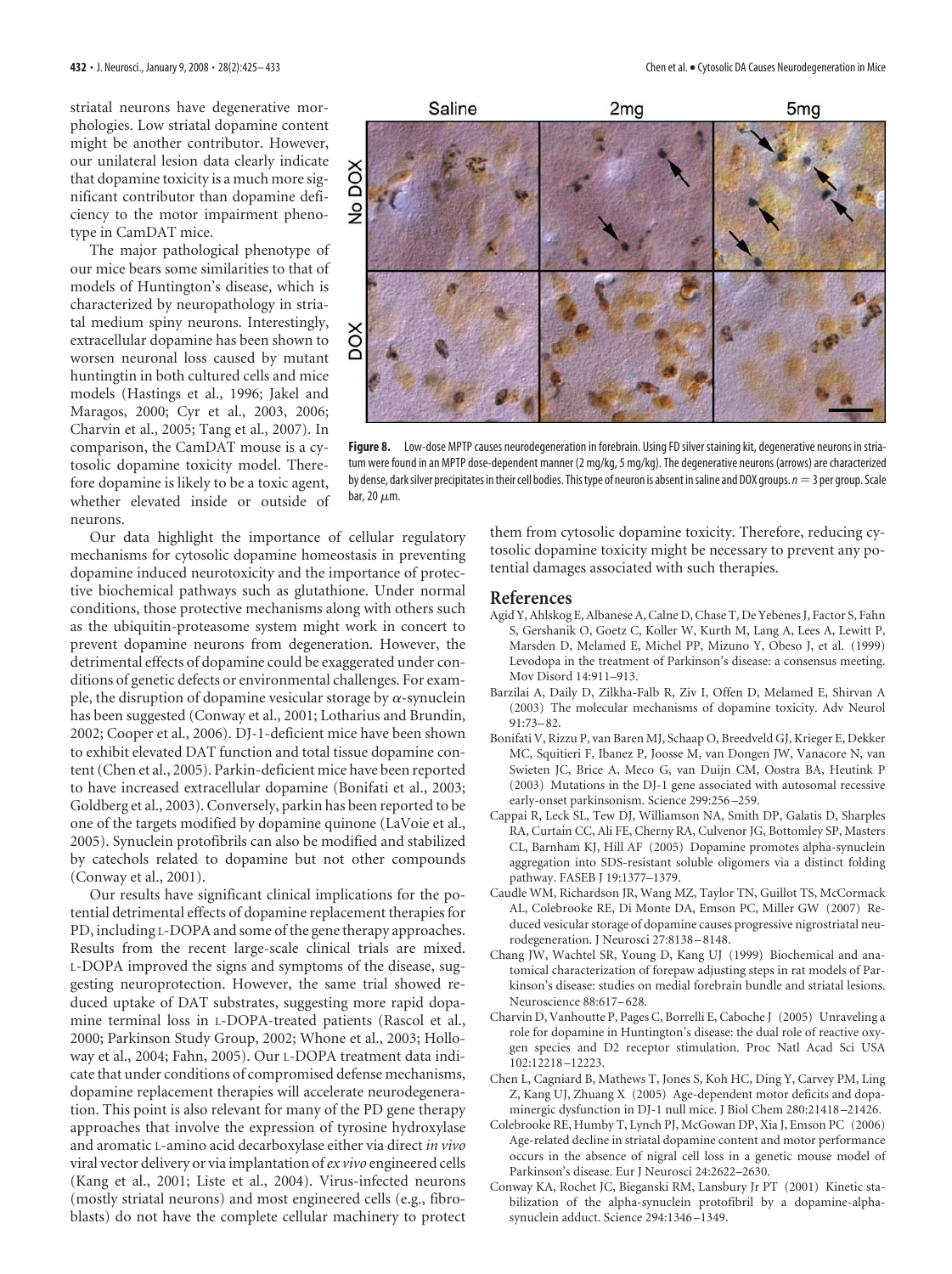striatal neurons have degenerative morphologies. Low striatal dopamine content might be another contributor. However, our unilateral lesion data clearly indicate that dopamine toxicity is a much more significant contributor than dopamine deficiency to the motor impairment phenotype in CamDAT mice.

The major pathological phenotype of our mice bears some similarities to that of models of Huntington's disease, which is characterized by neuropathology in striatal medium spiny neurons. Interestingly, extracellular dopamine has been shown to worsen neuronal loss caused by mutant huntingtin in both cultured cells and mice models (Hastings et al., 1996; Jakel and Maragos, 2000; Cyr et al., 2003, 2006; Charvin et al., 2005; Tang et al., 2007). In comparison, the CamDAT mouse is a cytosolic dopamine toxicity model. Therefore dopamine is likely to be a toxic agent, whether elevated inside or outside of neurons.

**Figure 8.** Low-dose MPTP causes neurodegeneration in forebrain. Using FD silver staining kit, degenerative neurons in striatum were found in an MPTP dose-dependent manner (2 mg/kg, 5 mg/kg). The degenerative neurons (arrows) are characterized by dense, dark silver precipitates in their cell bodies. This type of neuron is absent in saline and DOX groups. $n = 3$ per group. Scale bar, 20 $\mu$m.

Our data highlight the importance of cellular regulatory mechanisms for cytosolic dopamine homeostasis in preventing dopamine induced neurotoxicity and the importance of protective biochemical pathways such as glutathione. Under normal conditions, those protective mechanisms along with others such as the ubiquitin-proteasome system might work in concert to prevent dopamine neurons from degeneration. However, the detrimental effects of dopamine could be exaggerated under conditions of genetic defects or environmental challenges. For example, the disruption of dopamine vesicular storage by $\alpha$-synuclein has been suggested (Conway et al., 2001; Lotharius and Brundin, 2002; Cooper et al., 2006). DJ-1-deficient mice have been shown to exhibit elevated DAT function and total tissue dopamine content (Chen et al., 2005). Parkin-deficient mice have been reported to have increased extracellular dopamine (Bonifati et al., 2003; Goldberg et al., 2003). Conversely, parkin has been reported to be one of the targets modified by dopamine quinone (LaVoie et al., 2005). Synuclein protofibrils can also be modified and stabilized by catechols related to dopamine but not other compounds (Conway et al., 2001).

Our results have significant clinical implications for the potential detrimental effects of dopamine replacement therapies for PD, including L-DOPA and some of the gene therapy approaches. Results from the recent large-scale clinical trials are mixed. L-DOPA improved the signs and symptoms of the disease, suggesting neuroprotection. However, the same trial showed reduced uptake of DAT substrates, suggesting more rapid dopamine terminal loss in L-DOPA-treated patients (Rascol et al., 2000; Parkinson Study Group, 2002; Whone et al., 2003; Holloway et al., 2004; Fahn, 2005). Our L-DOPA treatment data indicate that under conditions of compromised defense mechanisms, dopamine replacement therapies will accelerate neurodegeneration. This point is also relevant for many of the PD gene therapy approaches that involve the expression of tyrosine hydroxylase and aromatic L-amino acid decarboxylase either via direct *in vivo* viral vector delivery or via implantation of *ex vivo* engineered cells (Kang et al., 2001; Liste et al., 2004). Virus-infected neurons (mostly striatal neurons) and most engineered cells (e.g., fibroblasts) do not have the complete cellular machinery to protect them from cytosolic dopamine toxicity. Therefore, reducing cytosolic dopamine toxicity might be necessary to prevent any potential damages associated with such therapies.

## References

Agid Y, Ahlskog E, Albanese A, Calne D, Chase T, De Yebenes J, Factor S, Fahn S, Gershanik O, Goetz C, Koller W, Kurth M, Lang A, Lees A, Lewitt P, Marsden D, Melamed E, Michel PP, Mizuno Y, Obeso J, et al. (1999) Levodopa in the treatment of Parkinson's disease: a consensus meeting. Mov Disord 14:911–913.

Barzilai A, Daily D, Zilkha-Falb R, Ziv I, Offen D, Melamed E, Shirvan A (2003) The molecular mechanisms of dopamine toxicity. Adv Neurol 91:73–82.

Bonifati V, Rizzu P, van Baren MJ, Schaap O, Breedveld GJ, Krieger E, Dekker MC, Squitieri F, Ibanez P, Joosse M, van Dongen JW, Vanacore N, van Swieten JC, Brice A, Meco G, van Duijn CM, Oostra BA, Heutink P (2003) Mutations in the DJ-1 gene associated with autosomal recessive early-onset parkinsonism. Science 299:256–259.

Cappai R, Leck SL, Tew DJ, Williamson NA, Smith DP, Galatis D, Sharples RA, Curtain CC, Ali FE, Cherny RA, Culvenor JG, Bottomley SP, Masters CL, Barnham KJ, Hill AF (2005) Dopamine promotes alpha-synuclein aggregation into SDS-resistant soluble oligomers via a distinct folding pathway. FASEB J 19:1377–1379.

Caudle WM, Richardson JR, Wang MZ, Taylor TN, Guillot TS, McCormack AL, Colebrooke RE, Di Monte DA, Emson PC, Miller GW (2007) Reduced vesicular storage of dopamine causes progressive nigrostriatal neurodegeneration. J Neurosci 27:8138–8148.

Chang JW, Wachtel SR, Young D, Kang UJ (1999) Biochemical and anatomical characterization of forepaw adjusting steps in rat models of Parkinson's disease: studies on medial forebrain bundle and striatal lesions. Neuroscience 88:617–628.

Charvin D, Vanhoutte P, Pages C, Borrelli E, Caboche J (2005) Unraveling a role for dopamine in Huntington's disease: the dual role of reactive oxygen species and D2 receptor stimulation. Proc Natl Acad Sci USA 102:12218–12223.

Chen L, Cagniard B, Mathews T, Jones S, Koh HC, Ding Y, Carvey PM, Ling Z, Kang UJ, Zhuang X (2005) Age-dependent motor deficits and dopaminergic dysfunction in DJ-1 null mice. J Biol Chem 280:21418–21426.

Colebrooke RE, Humby T, Lynch PJ, McGowan DP, Xia J, Emson PC (2006) Age-related decline in striatal dopamine content and motor performance occurs in the absence of nigral cell loss in a genetic mouse model of Parkinson's disease. Eur J Neurosci 24:2622–2630.

Conway KA, Rochet JC, Bieganski RM, Lansbury Jr PT (2001) Kinetic stabilization of the alpha-synuclein protofibril by a dopamine-alpha-synuclein adduct. Science 294:1346–1349.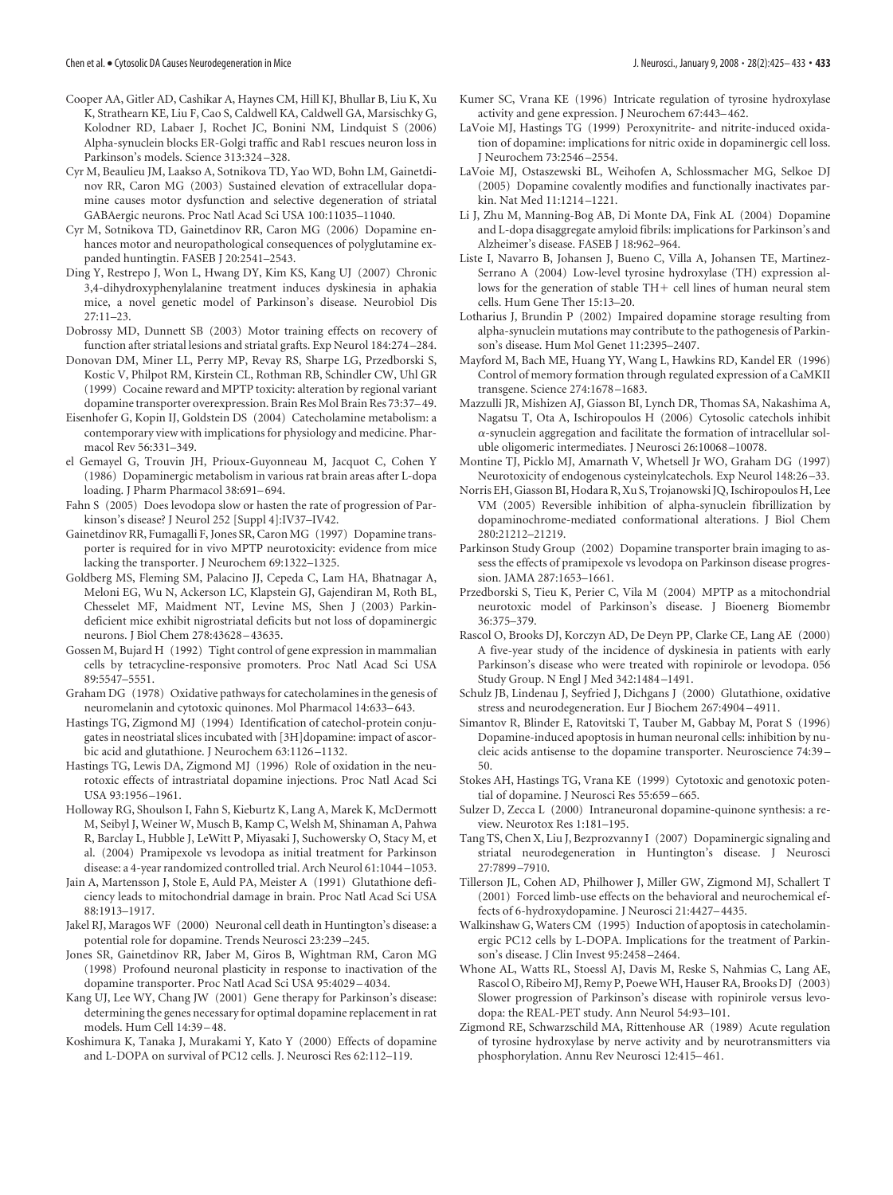Cooper AA, Gitler AD, Cashikar A, Haynes CM, Hill KJ, Bhullar B, Liu K, Xu K, Strathearn KE, Liu F, Cao S, Caldwell KA, Caldwell GA, Marsischky G, Kolodner RD, Labaer J, Rochet JC, Bonini NM, Lindquist S (2006) Alpha-synuclein blocks ER-Golgi traffic and Rab1 rescues neuron loss in Parkinson's models. Science 313:324–328.

Cyr M, Beaulieu JM, Laakso A, Sotnikova TD, Yao WD, Bohn LM, Gainetdinov RR, Caron MG (2003) Sustained elevation of extracellular dopamine causes motor dysfunction and selective degeneration of striatal GABAergic neurons. Proc Natl Acad Sci USA 100:11035–11040.

Cyr M, Sotnikova TD, Gainetdinov RR, Caron MG (2006) Dopamine enhances motor and neuropathological consequences of polyglutamine expanded huntingtin. FASEB J 20:2541–2543.

Ding Y, Restrepo J, Won L, Hwang DY, Kim KS, Kang UJ (2007) Chronic 3,4-dihydroxyphenylalanine treatment induces dyskinesia in aphakia mice, a novel genetic model of Parkinson's disease. Neurobiol Dis 27:11–23.

Dobrossy MD, Dunnett SB (2003) Motor training effects on recovery of function after striatal lesions and striatal grafts. Exp Neurol 184:274–284.

Donovan DM, Miner LL, Perry MP, Revay RS, Sharpe LG, Przedborski S, Kostic V, Philpot RM, Kirstein CL, Rothman RB, Schindler CW, Uhl GR (1999) Cocaine reward and MPTP toxicity: alteration by regional variant dopamine transporter overexpression. Brain Res Mol Brain Res 73:37–49.

Eisenhofer G, Kopin IJ, Goldstein DS (2004) Catecholamine metabolism: a contemporary view with implications for physiology and medicine. Pharmacol Rev 56:331–349.

el Gemayel G, Trouvin JH, Prioux-Guyonneau M, Jacquot C, Cohen Y (1986) Dopaminergic metabolism in various rat brain areas after L-dopa loading. J Pharm Pharmacol 38:691–694.

Fahn S (2005) Does levodopa slow or hasten the rate of progression of Parkinson's disease? J Neurol 252 [Suppl 4]:IV37–IV42.

Gainetdinov RR, Fumagalli F, Jones SR, Caron MG (1997) Dopamine transporter is required for in vivo MPTP neurotoxicity: evidence from mice lacking the transporter. J Neurochem 69:1322–1325.

Goldberg MS, Fleming SM, Palacino JJ, Cepeda C, Lam HA, Bhatnagar A, Meloni EG, Wu N, Ackerson LC, Klapstein GJ, Gajendiran M, Roth BL, Chesselet MF, Maidment NT, Levine MS, Shen J (2003) Parkin-deficient mice exhibit nigrostriatal deficits but not loss of dopaminergic neurons. J Biol Chem 278:43628–43635.

Gossen M, Bujard H (1992) Tight control of gene expression in mammalian cells by tetracycline-responsive promoters. Proc Natl Acad Sci USA 89:5547–5551.

Graham DG (1978) Oxidative pathways for catecholamines in the genesis of neuromelanin and cytotoxic quinones. Mol Pharmacol 14:633–643.

Hastings TG, Zigmond MJ (1994) Identification of catechol-protein conjugates in neostriatal slices incubated with [3H]dopamine: impact of ascorbic acid and glutathione. J Neurochem 63:1126–1132.

Hastings TG, Lewis DA, Zigmond MJ (1996) Role of oxidation in the neurotoxic effects of intrastriatal dopamine injections. Proc Natl Acad Sci USA 93:1956–1961.

Holloway RG, Shoulson I, Fahn S, Kieburtz K, Lang A, Marek K, McDermott M, Seibyl J, Weiner W, Musch B, Kamp C, Welsh M, Shinaman A, Pahwa R, Barclay L, Hubble J, LeWitt P, Miyasaki J, Suchowersky O, Stacy M, et al. (2004) Pramipexole vs levodopa as initial treatment for Parkinson disease: a 4-year randomized controlled trial. Arch Neurol 61:1044–1053.

Jain A, Martensson J, Stole E, Auld PA, Meister A (1991) Glutathione deficiency leads to mitochondrial damage in brain. Proc Natl Acad Sci USA 88:1913–1917.

Jakel RJ, Maragos WF (2000) Neuronal cell death in Huntington's disease: a potential role for dopamine. Trends Neurosci 23:239–245.

Jones SR, Gainetdinov RR, Jaber M, Giros B, Wightman RM, Caron MG (1998) Profound neuronal plasticity in response to inactivation of the dopamine transporter. Proc Natl Acad Sci USA 95:4029–4034.

Kang UJ, Lee WY, Chang JW (2001) Gene therapy for Parkinson's disease: determining the genes necessary for optimal dopamine replacement in rat models. Hum Cell 14:39–48.

Koshimura K, Tanaka J, Murakami Y, Kato Y (2000) Effects of dopamine and L-DOPA on survival of PC12 cells. J. Neurosci Res 62:112–119.

Kumer SC, Vrana KE (1996) Intricate regulation of tyrosine hydroxylase activity and gene expression. J Neurochem 67:443–462.

LaVoie MJ, Hastings TG (1999) Peroxynitrite- and nitrite-induced oxidation of dopamine: implications for nitric oxide in dopaminergic cell loss. J Neurochem 73:2546–2554.

LaVoie MJ, Ostaszewski BL, Weihofen A, Schlossmacher MG, Selkoe DJ (2005) Dopamine covalently modifies and functionally inactivates parkin. Nat Med 11:1214–1221.

Li J, Zhu M, Manning-Bog AB, Di Monte DA, Fink AL (2004) Dopamine and L-dopa disaggregate amyloid fibrils: implications for Parkinson's and Alzheimer's disease. FASEB J 18:962–964.

Liste I, Navarro B, Johansen J, Bueno C, Villa A, Johansen TE, Martinez-Serrano A (2004) Low-level tyrosine hydroxylase (TH) expression allows for the generation of stable TH+ cell lines of human neural stem cells. Hum Gene Ther 15:13–20.

Lotharius J, Brundin P (2002) Impaired dopamine storage resulting from alpha-synuclein mutations may contribute to the pathogenesis of Parkinson's disease. Hum Mol Genet 11:2395–2407.

Mayford M, Bach ME, Huang YY, Wang L, Hawkins RD, Kandel ER (1996) Control of memory formation through regulated expression of a CaMKII transgene. Science 274:1678–1683.

Mazzulli JR, Mishizen AJ, Giasson BI, Lynch DR, Thomas SA, Nakashima A, Nagatsu T, Ota A, Ischiropoulos H (2006) Cytosolic catechols inhibit α-synuclein aggregation and facilitate the formation of intracellular soluble oligomeric intermediates. J Neurosci 26:10068–10078.

Montine TJ, Picklo MJ, Amarnath V, Whetsell Jr WO, Graham DG (1997) Neurotoxicity of endogenous cysteinylcatechols. Exp Neurol 148:26–33.

Norris EH, Giasson BI, Hodara R, Xu S, Trojanowski JQ, Ischiropoulos H, Lee VM (2005) Reversible inhibition of alpha-synuclein fibrillization by dopaminochrome-mediated conformational alterations. J Biol Chem 280:21212–21219.

Parkinson Study Group (2002) Dopamine transporter brain imaging to assess the effects of pramipexole vs levodopa on Parkinson disease progression. JAMA 287:1653–1661.

Przedborski S, Tieu K, Perier C, Vila M (2004) MPTP as a mitochondrial neurotoxic model of Parkinson's disease. J Bioenerg Biomembr 36:375–379.

Rascol O, Brooks DJ, Korczyn AD, De Deyn PP, Clarke CE, Lang AE (2000) A five-year study of the incidence of dyskinesia in patients with early Parkinson's disease who were treated with ropinirole or levodopa. 056 Study Group. N Engl J Med 342:1484–1491.

Schulz JB, Lindenau J, Seyfried J, Dichgans J (2000) Glutathione, oxidative stress and neurodegeneration. Eur J Biochem 267:4904–4911.

Simantov R, Blinder E, Ratovitski T, Tauber M, Gabbay M, Porat S (1996) Dopamine-induced apoptosis in human neuronal cells: inhibition by nucleic acids antisense to the dopamine transporter. Neuroscience 74:39–50.

Stokes AH, Hastings TG, Vrana KE (1999) Cytotoxic and genotoxic potential of dopamine. J Neurosci Res 55:659–665.

Sulzer D, Zecca L (2000) Intraneuronal dopamine-quinone synthesis: a review. Neurotox Res 1:181–195.

Tang TS, Chen X, Liu J, Bezprozvanny I (2007) Dopaminergic signaling and striatal neurodegeneration in Huntington's disease. J Neurosci 27:7899–7910.

Tillerson JL, Cohen AD, Philhower J, Miller GW, Zigmond MJ, Schallert T (2001) Forced limb-use effects on the behavioral and neurochemical effects of 6-hydroxydopamine. J Neurosci 21:4427–4435.

Walkinshaw G, Waters CM (1995) Induction of apoptosis in catecholaminergic PC12 cells by L-DOPA. Implications for the treatment of Parkinson's disease. J Clin Invest 95:2458–2464.

Whone AL, Watts RL, Stoessl AJ, Davis M, Reske S, Nahmias C, Lang AE, Rascol O, Ribeiro MJ, Remy P, Poewe WH, Hauser RA, Brooks DJ (2003) Slower progression of Parkinson's disease with ropinirole versus levodopa: the REAL-PET study. Ann Neurol 54:93–101.

Zigmond RE, Schwarzschild MA, Rittenhouse AR (1989) Acute regulation of tyrosine hydroxylase by nerve activity and by neurotransmitters via phosphorylation. Annu Rev Neurosci 12:415–461.